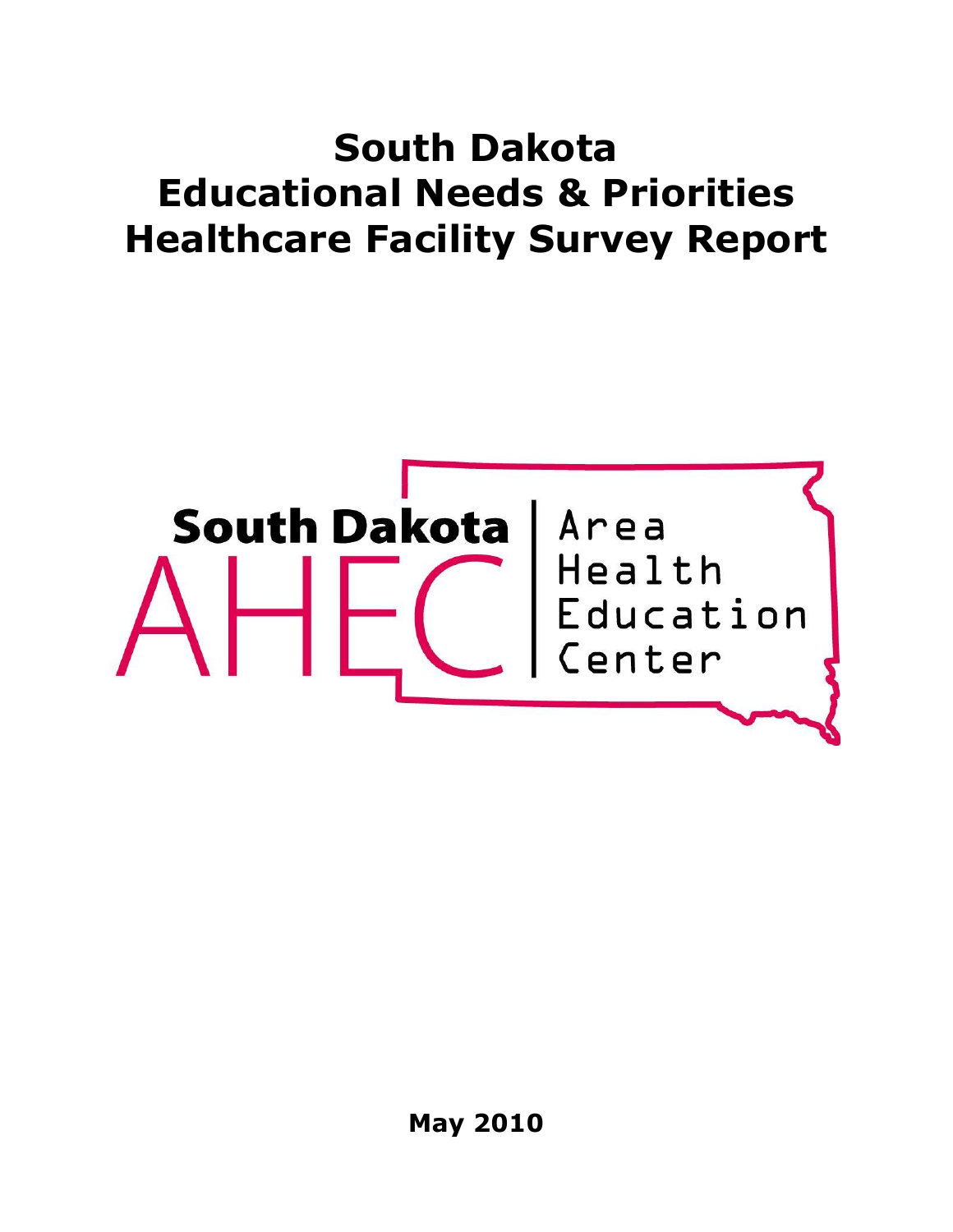# South Dakota Educational Needs & Priorities Healthcare Facility Survey Report

South Dakota AHEC | Area Health Education Center

**May 2010**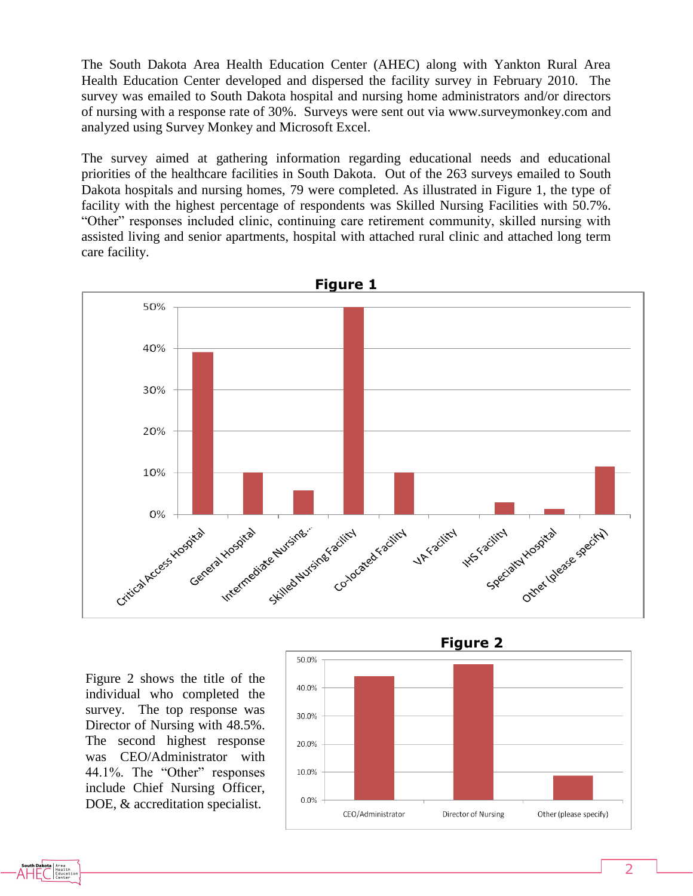The South Dakota Area Health Education Center (AHEC) along with Yankton Rural Area Health Education Center developed and dispersed the facility survey in February 2010. The survey was emailed to South Dakota hospital and nursing home administrators and/or directors of nursing with a response rate of 30%. Surveys were sent out via www.surveymonkey.com and analyzed using Survey Monkey and Microsoft Excel.

The survey aimed at gathering information regarding educational needs and educational priorities of the healthcare facilities in South Dakota. Out of the 263 surveys emailed to South Dakota hospitals and nursing homes, 79 were completed. As illustrated in Figure 1, the type of facility with the highest percentage of respondents was Skilled Nursing Facilities with 50.7%. "Other" responses included clinic, continuing care retirement community, skilled nursing with assisted living and senior apartments, hospital with attached rural clinic and attached long term care facility.

**Figure 1**

Figure 2 shows the title of the individual who completed the survey. The top response was Director of Nursing with 48.5%. The second highest response was CEO/Administrator with 44.1%. The "Other" responses include Chief Nursing Officer, DOE, & accreditation specialist.

**Figure 2**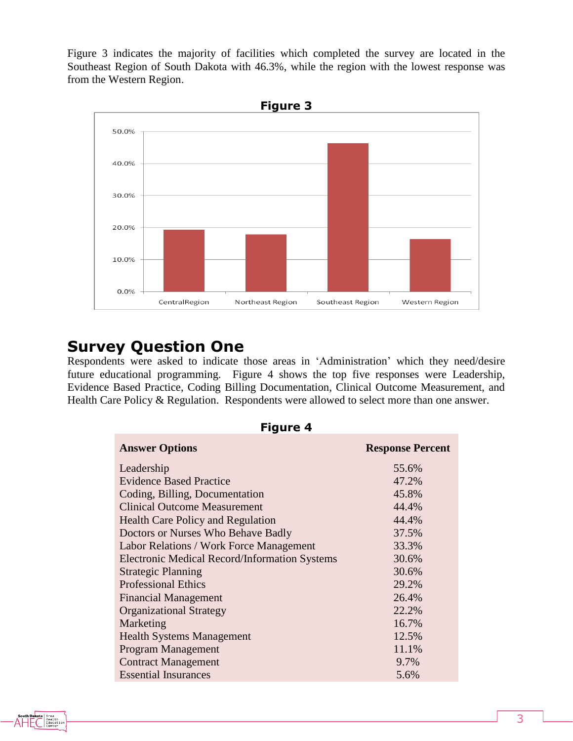Figure 3 indicates the majority of facilities which completed the survey are located in the Southeast Region of South Dakota with 46.3%, while the region with the lowest response was from the Western Region.

**Figure 3**

## Survey Question One

Respondents were asked to indicate those areas in 'Administration' which they need/desire future educational programming. Figure 4 shows the top five responses were Leadership, Evidence Based Practice, Coding Billing Documentation, Clinical Outcome Measurement, and Health Care Policy & Regulation. Respondents were allowed to select more than one answer.

**Figure 4**

| Answer Options | Response Percent |
| --- | --- |
| Leadership | 55.6% |
| Evidence Based Practice | 47.2% |
| Coding, Billing, Documentation | 45.8% |
| Clinical Outcome Measurement | 44.4% |
| Health Care Policy and Regulation | 44.4% |
| Doctors or Nurses Who Behave Badly | 37.5% |
| Labor Relations / Work Force Management | 33.3% |
| Electronic Medical Record/Information Systems | 30.6% |
| Strategic Planning | 30.6% |
| Professional Ethics | 29.2% |
| Financial Management | 26.4% |
| Organizational Strategy | 22.2% |
| Marketing | 16.7% |
| Health Systems Management | 12.5% |
| Program Management | 11.1% |
| Contract Management | 9.7% |
| Essential Insurances | 5.6% |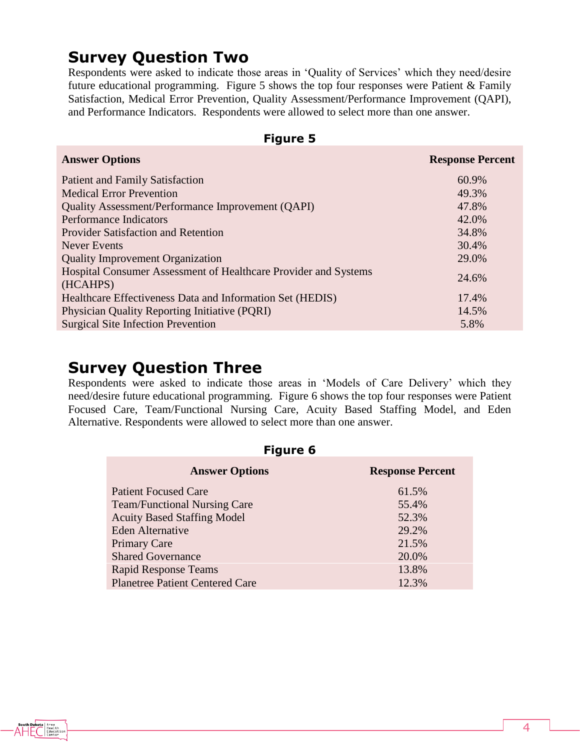## Survey Question Two

Respondents were asked to indicate those areas in 'Quality of Services' which they need/desire future educational programming. Figure 5 shows the top four responses were Patient & Family Satisfaction, Medical Error Prevention, Quality Assessment/Performance Improvement (QAPI), and Performance Indicators. Respondents were allowed to select more than one answer.

**Figure 5**

| Answer Options | Response Percent |
|---|---|
| Patient and Family Satisfaction | 60.9% |
| Medical Error Prevention | 49.3% |
| Quality Assessment/Performance Improvement (QAPI) | 47.8% |
| Performance Indicators | 42.0% |
| Provider Satisfaction and Retention | 34.8% |
| Never Events | 30.4% |
| Quality Improvement Organization | 29.0% |
| Hospital Consumer Assessment of Healthcare Provider and Systems (HCAHPS) | 24.6% |
| Healthcare Effectiveness Data and Information Set (HEDIS) | 17.4% |
| Physician Quality Reporting Initiative (PQRI) | 14.5% |
| Surgical Site Infection Prevention | 5.8% |

## Survey Question Three

Respondents were asked to indicate those areas in 'Models of Care Delivery' which they need/desire future educational programming. Figure 6 shows the top responses were Patient Focused Care, Team/Functional Nursing Care, Acuity Based Staffing Model, and Eden Alternative. Respondents were allowed to select more than one answer.

**Figure 6**

| Answer Options | Response Percent |
|---|---|
| Patient Focused Care | 61.5% |
| Team/Functional Nursing Care | 55.4% |
| Acuity Based Staffing Model | 52.3% |
| Eden Alternative | 29.2% |
| Primary Care | 21.5% |
| Shared Governance | 20.0% |
| Rapid Response Teams | 13.8% |
| Planetree Patient Centered Care | 12.3% |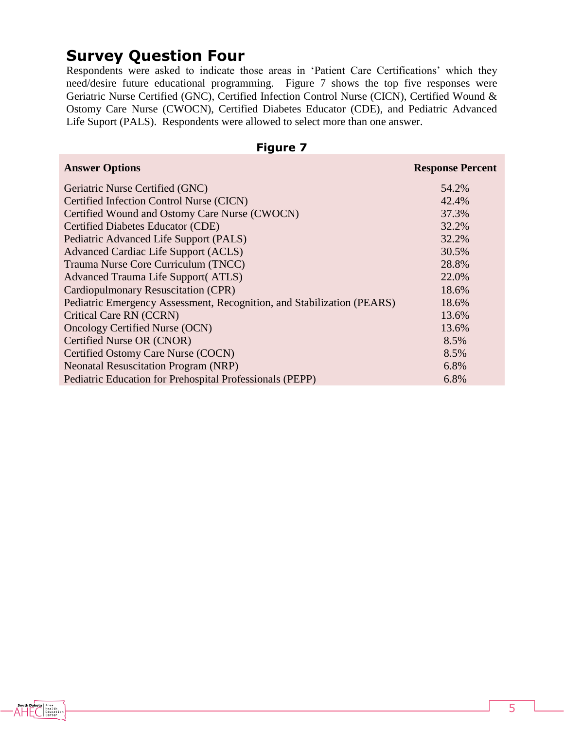## Survey Question Four

Respondents were asked to indicate those areas in 'Patient Care Certifications' which they need/desire future educational programming. Figure 7 shows the top five responses were Geriatric Nurse Certified (GNC), Certified Infection Control Nurse (CICN), Certified Wound & Ostomy Care Nurse (CWOCN), Certified Diabetes Educator (CDE), and Pediatric Advanced Life Suport (PALS). Respondents were allowed to select more than one answer.

**Figure 7**

| Answer Options | Response Percent |
|---|---|
| Geriatric Nurse Certified (GNC) | 54.2% |
| Certified Infection Control Nurse (CICN) | 42.4% |
| Certified Wound and Ostomy Care Nurse (CWOCN) | 37.3% |
| Certified Diabetes Educator (CDE) | 32.2% |
| Pediatric Advanced Life Support (PALS) | 32.2% |
| Advanced Cardiac Life Support (ACLS) | 30.5% |
| Trauma Nurse Core Curriculum (TNCC) | 28.8% |
| Advanced Trauma Life Support( ATLS) | 22.0% |
| Cardiopulmonary Resuscitation (CPR) | 18.6% |
| Pediatric Emergency Assessment, Recognition, and Stabilization (PEARS) | 18.6% |
| Critical Care RN (CCRN) | 13.6% |
| Oncology Certified Nurse (OCN) | 13.6% |
| Certified Nurse OR (CNOR) | 8.5% |
| Certified Ostomy Care Nurse (COCN) | 8.5% |
| Neonatal Resuscitation Program (NRP) | 6.8% |
| Pediatric Education for Prehospital Professionals (PEPP) | 6.8% |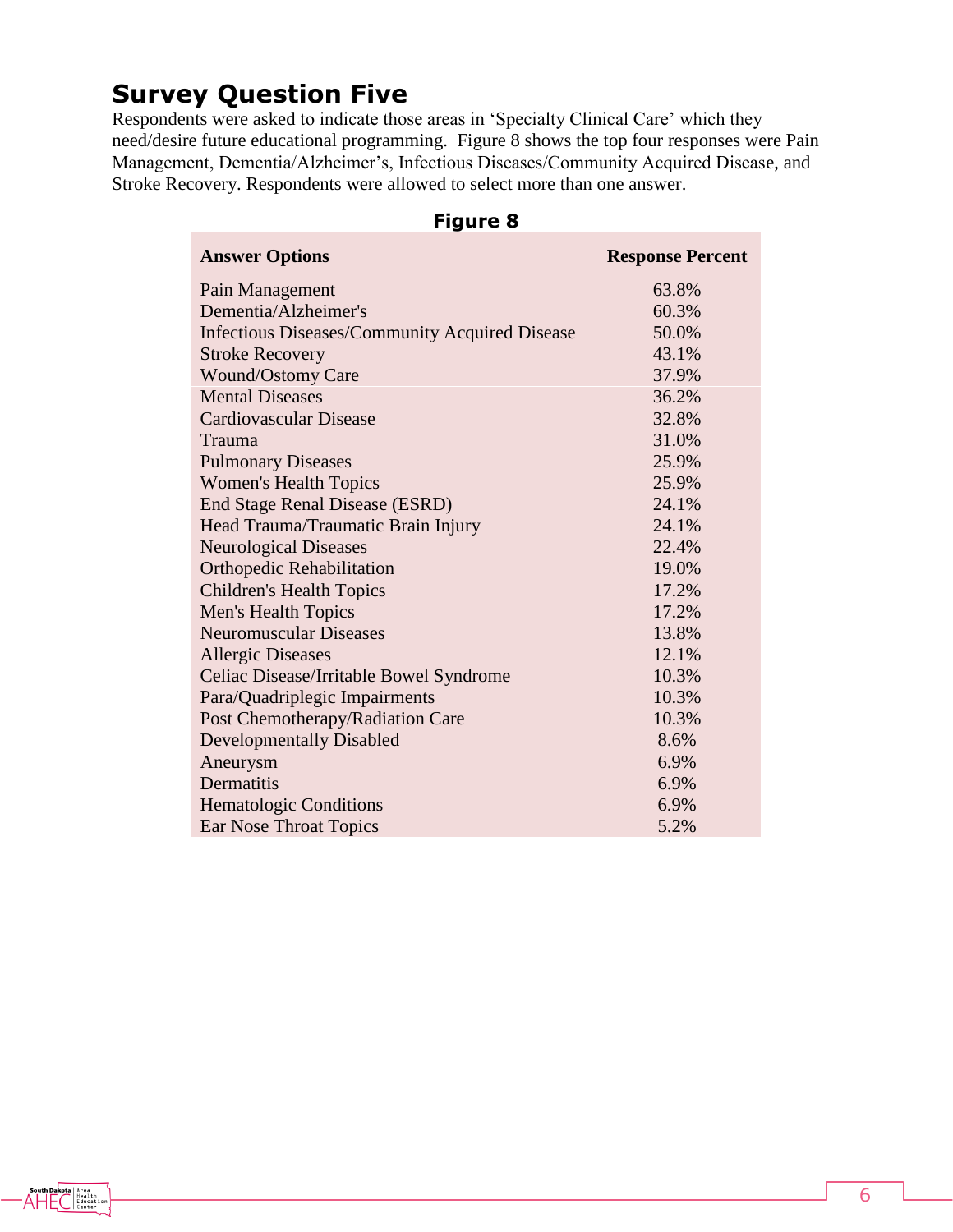## Survey Question Five

Respondents were asked to indicate those areas in 'Specialty Clinical Care' which they need/desire future educational programming. Figure 8 shows the top four responses were Pain Management, Dementia/Alzheimer's, Infectious Diseases/Community Acquired Disease, and Stroke Recovery. Respondents were allowed to select more than one answer.

**Figure 8**

| Answer Options | Response Percent |
|---|---|
| Pain Management | 63.8% |
| Dementia/Alzheimer's | 60.3% |
| Infectious Diseases/Community Acquired Disease | 50.0% |
| Stroke Recovery | 43.1% |
| Wound/Ostomy Care | 37.9% |
| Mental Diseases | 36.2% |
| Cardiovascular Disease | 32.8% |
| Trauma | 31.0% |
| Pulmonary Diseases | 25.9% |
| Women's Health Topics | 25.9% |
| End Stage Renal Disease (ESRD) | 24.1% |
| Head Trauma/Traumatic Brain Injury | 24.1% |
| Neurological Diseases | 22.4% |
| Orthopedic Rehabilitation | 19.0% |
| Children's Health Topics | 17.2% |
| Men's Health Topics | 17.2% |
| Neuromuscular Diseases | 13.8% |
| Allergic Diseases | 12.1% |
| Celiac Disease/Irritable Bowel Syndrome | 10.3% |
| Para/Quadriplegic Impairments | 10.3% |
| Post Chemotherapy/Radiation Care | 10.3% |
| Developmentally Disabled | 8.6% |
| Aneurysm | 6.9% |
| Dermatitis | 6.9% |
| Hematologic Conditions | 6.9% |
| Ear Nose Throat Topics | 5.2% |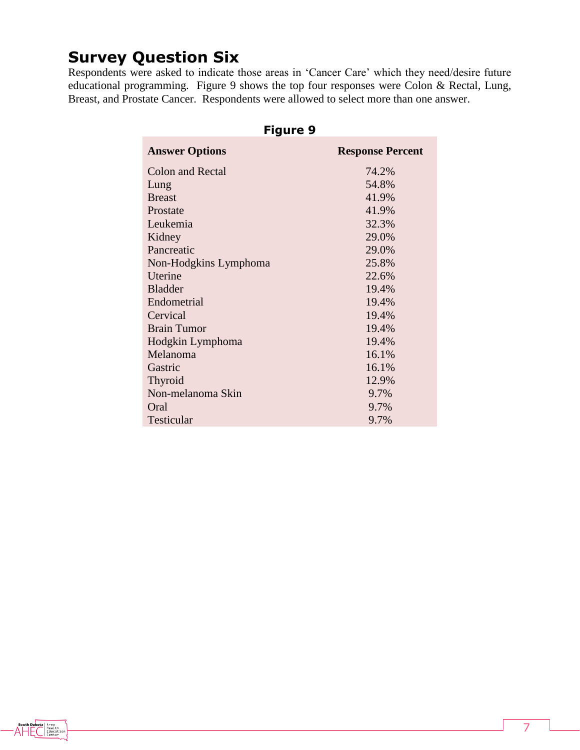## Survey Question Six

Respondents were asked to indicate those areas in 'Cancer Care' which they need/desire future educational programming. Figure 9 shows the top four responses were Colon & Rectal, Lung, Breast, and Prostate Cancer. Respondents were allowed to select more than one answer.

**Figure 9**

| Answer Options | Response Percent |
|---|---|
| Colon and Rectal | 74.2% |
| Lung | 54.8% |
| Breast | 41.9% |
| Prostate | 41.9% |
| Leukemia | 32.3% |
| Kidney | 29.0% |
| Pancreatic | 29.0% |
| Non-Hodgkins Lymphoma | 25.8% |
| Uterine | 22.6% |
| Bladder | 19.4% |
| Endometrial | 19.4% |
| Cervical | 19.4% |
| Brain Tumor | 19.4% |
| Hodgkin Lymphoma | 19.4% |
| Melanoma | 16.1% |
| Gastric | 16.1% |
| Thyroid | 12.9% |
| Non-melanoma Skin | 9.7% |
| Oral | 9.7% |
| Testicular | 9.7% |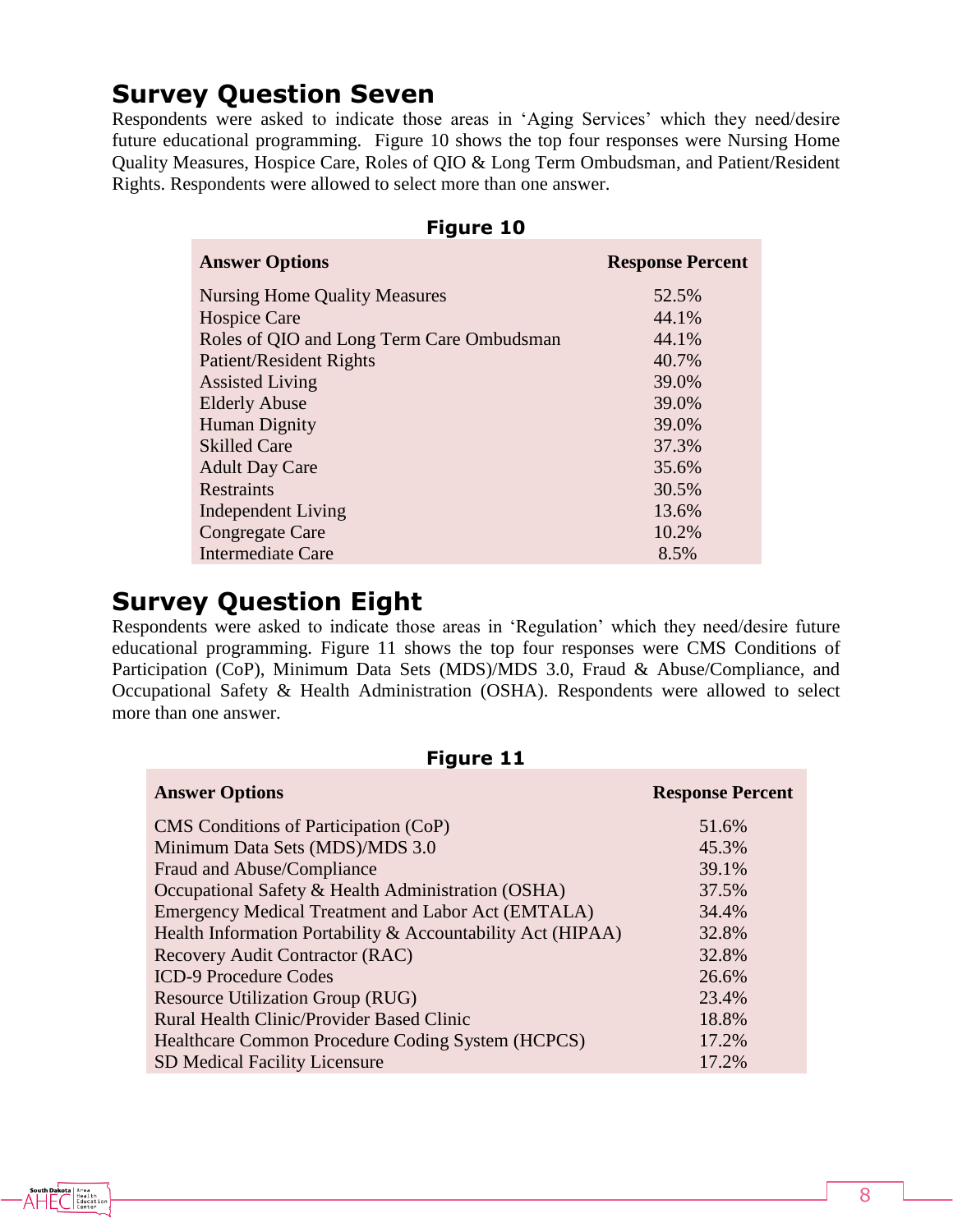## Survey Question Seven

Respondents were asked to indicate those areas in 'Aging Services' which they need/desire future educational programming. Figure 10 shows the top four responses were Nursing Home Quality Measures, Hospice Care, Roles of QIO & Long Term Ombudsman, and Patient/Resident Rights. Respondents were allowed to select more than one answer.

**Figure 10**

| Answer Options | Response Percent |
|---|---|
| Nursing Home Quality Measures | 52.5% |
| Hospice Care | 44.1% |
| Roles of QIO and Long Term Care Ombudsman | 44.1% |
| Patient/Resident Rights | 40.7% |
| Assisted Living | 39.0% |
| Elderly Abuse | 39.0% |
| Human Dignity | 39.0% |
| Skilled Care | 37.3% |
| Adult Day Care | 35.6% |
| Restraints | 30.5% |
| Independent Living | 13.6% |
| Congregate Care | 10.2% |
| Intermediate Care | 8.5% |

## Survey Question Eight

Respondents were asked to indicate those areas in 'Regulation' which they need/desire future educational programming. Figure 11 shows the top four responses were CMS Conditions of Participation (CoP), Minimum Data Sets (MDS)/MDS 3.0, Fraud & Abuse/Compliance, and Occupational Safety & Health Administration (OSHA). Respondents were allowed to select more than one answer.

**Figure 11**

| Answer Options | Response Percent |
|---|---|
| CMS Conditions of Participation (CoP) | 51.6% |
| Minimum Data Sets (MDS)/MDS 3.0 | 45.3% |
| Fraud and Abuse/Compliance | 39.1% |
| Occupational Safety & Health Administration (OSHA) | 37.5% |
| Emergency Medical Treatment and Labor Act (EMTALA) | 34.4% |
| Health Information Portability & Accountability Act (HIPAA) | 32.8% |
| Recovery Audit Contractor (RAC) | 32.8% |
| ICD-9 Procedure Codes | 26.6% |
| Resource Utilization Group (RUG) | 23.4% |
| Rural Health Clinic/Provider Based Clinic | 18.8% |
| Healthcare Common Procedure Coding System (HCPCS) | 17.2% |
| SD Medical Facility Licensure | 17.2% |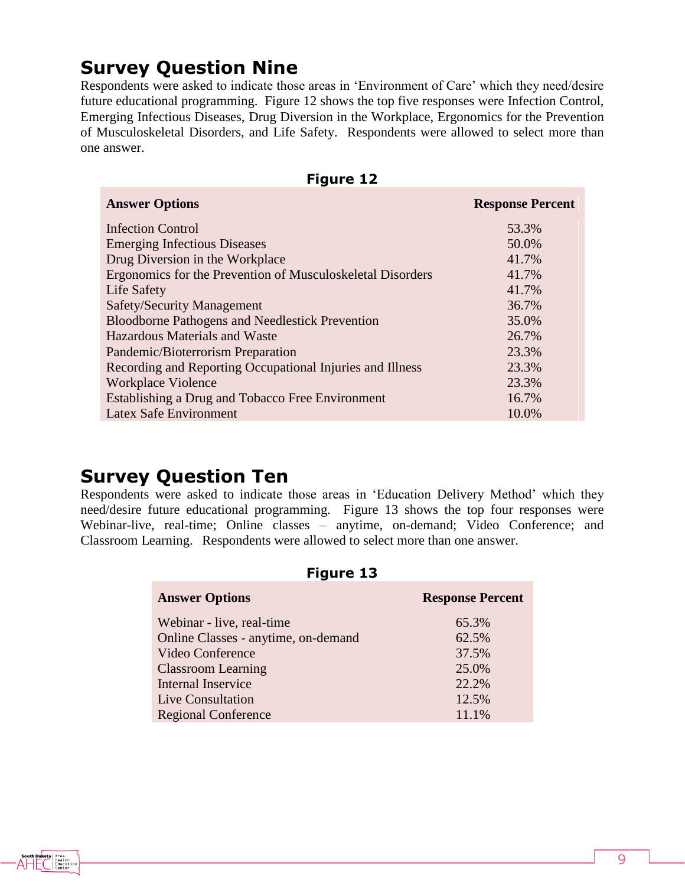## Survey Question Nine

Respondents were asked to indicate those areas in 'Environment of Care' which they need/desire future educational programming. Figure 12 shows the top five responses were Infection Control, Emerging Infectious Diseases, Drug Diversion in the Workplace, Ergonomics for the Prevention of Musculoskeletal Disorders, and Life Safety. Respondents were allowed to select more than one answer.

**Figure 12**

| Answer Options | Response Percent |
|---|---|
| Infection Control | 53.3% |
| Emerging Infectious Diseases | 50.0% |
| Drug Diversion in the Workplace | 41.7% |
| Ergonomics for the Prevention of Musculoskeletal Disorders | 41.7% |
| Life Safety | 41.7% |
| Safety/Security Management | 36.7% |
| Bloodborne Pathogens and Needlestick Prevention | 35.0% |
| Hazardous Materials and Waste | 26.7% |
| Pandemic/Bioterrorism Preparation | 23.3% |
| Recording and Reporting Occupational Injuries and Illness | 23.3% |
| Workplace Violence | 23.3% |
| Establishing a Drug and Tobacco Free Environment | 16.7% |
| Latex Safe Environment | 10.0% |

## Survey Question Ten

Respondents were asked to indicate those areas in 'Education Delivery Method' which they need/desire future educational programming. Figure 13 shows the top four responses were Webinar-live, real-time; Online classes – anytime, on-demand; Video Conference; and Classroom Learning. Respondents were allowed to select more than one answer.

**Figure 13**

| Answer Options | Response Percent |
|---|---|
| Webinar - live, real-time | 65.3% |
| Online Classes - anytime, on-demand | 62.5% |
| Video Conference | 37.5% |
| Classroom Learning | 25.0% |
| Internal Inservice | 22.2% |
| Live Consultation | 12.5% |
| Regional Conference | 11.1% |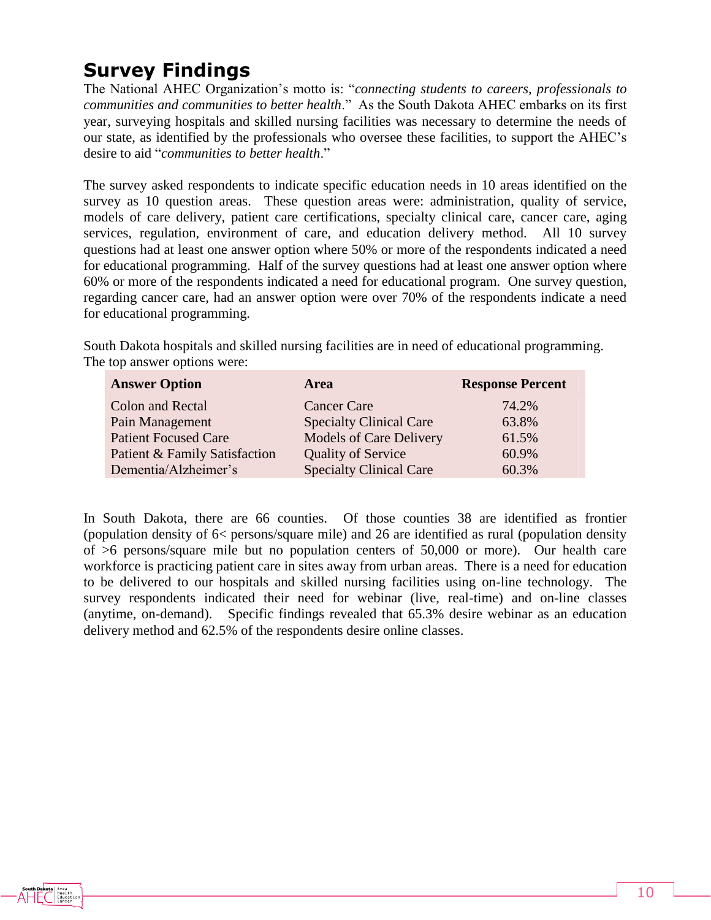## Survey Findings

The National AHEC Organization's motto is: "*connecting students to careers, professionals to communities and communities to better health*." As the South Dakota AHEC embarks on its first year, surveying hospitals and skilled nursing facilities was necessary to determine the needs of our state, as identified by the professionals who oversee these facilities, to support the AHEC's desire to aid "*communities to better health*."

The survey asked respondents to indicate specific education needs in 10 areas identified on the survey as 10 question areas. These question areas were: administration, quality of service, models of care delivery, patient care certifications, specialty clinical care, cancer care, aging services, regulation, environment of care, and education delivery method. All 10 survey questions had at least one answer option where 50% or more of the respondents indicated a need for educational programming. Half of the survey questions had at least one answer option where 60% or more of the respondents indicated a need for educational program. One survey question, regarding cancer care, had an answer option were over 70% of the respondents indicate a need for educational programming.

South Dakota hospitals and skilled nursing facilities are in need of educational programming. The top answer options were:

| Answer Option | Area | Response Percent |
|---|---|---|
| Colon and Rectal | Cancer Care | 74.2% |
| Pain Management | Specialty Clinical Care | 63.8% |
| Patient Focused Care | Models of Care Delivery | 61.5% |
| Patient & Family Satisfaction | Quality of Service | 60.9% |
| Dementia/Alzheimer's | Specialty Clinical Care | 60.3% |

In South Dakota, there are 66 counties. Of those counties 38 are identified as frontier (population density of 6< persons/square mile) and 26 are identified as rural (population density of >6 persons/square mile but no population centers of 50,000 or more). Our health care workforce is practicing patient care in sites away from urban areas. There is a need for education to be delivered to our hospitals and skilled nursing facilities using on-line technology. The survey respondents indicated their need for webinar (live, real-time) and on-line classes (anytime, on-demand). Specific findings revealed that 65.3% desire webinar as an education delivery method and 62.5% of the respondents desire online classes.